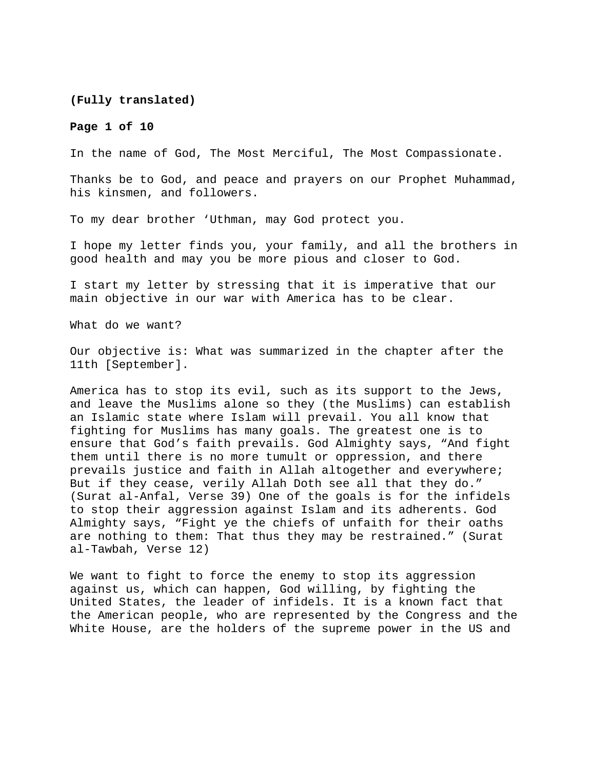**(Fully translated)**

In the name of God, The Most Merciful, The Most Compassionate.

Thanks be to God, and peace and prayers on our Prophet Muhammad, his kinsmen, and followers.

To my dear brother 'Uthman, may God protect you.

I hope my letter finds you, your family, and all the brothers in good health and may you be more pious and closer to God.

I start my letter by stressing that it is imperative that our main objective in our war with America has to be clear.

What do we want?

Our objective is: What was summarized in the chapter after the 11th [September].

America has to stop its evil, such as its support to the Jews, and leave the Muslims alone so they (the Muslims) can establish an Islamic state where Islam will prevail. You all know that fighting for Muslims has many goals. The greatest one is to ensure that God's faith prevails. God Almighty says, "And fight them until there is no more tumult or oppression, and there prevails justice and faith in Allah altogether and everywhere; But if they cease, verily Allah Doth see all that they do." (Surat al-Anfal, Verse 39) One of the goals is for the infidels to stop their aggression against Islam and its adherents. God Almighty says, "Fight ye the chiefs of unfaith for their oaths are nothing to them: That thus they may be restrained." (Surat al-Tawbah, Verse 12)

We want to fight to force the enemy to stop its aggression against us, which can happen, God willing, by fighting the United States, the leader of infidels. It is a known fact that the American people, who are represented by the Congress and the White House, are the holders of the supreme power in the US and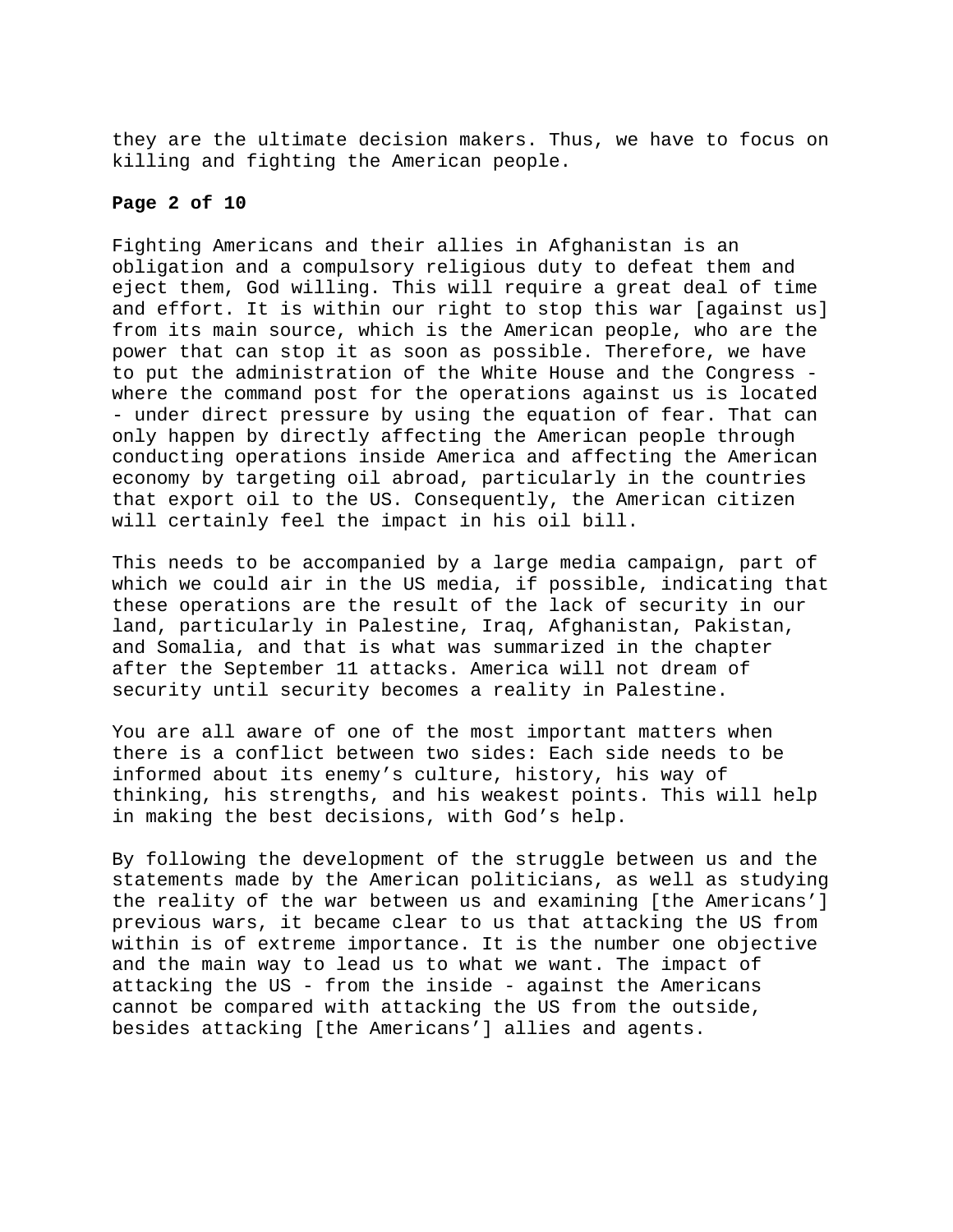they are the ultimate decision makers. Thus, we have to focus on killing and fighting the American people.

Fighting Americans and their allies in Afghanistan is an obligation and a compulsory religious duty to defeat them and eject them, God willing. This will require a great deal of time and effort. It is within our right to stop this war [against us] from its main source, which is the American people, who are the power that can stop it as soon as possible. Therefore, we have to put the administration of the White House and the Congress - where the command post for the operations against us is located - under direct pressure by using the equation of fear. That can only happen by directly affecting the American people through conducting operations inside America and affecting the American economy by targeting oil abroad, particularly in the countries that export oil to the US. Consequently, the American citizen will certainly feel the impact in his oil bill.

This needs to be accompanied by a large media campaign, part of which we could air in the US media, if possible, indicating that these operations are the result of the lack of security in our land, particularly in Palestine, Iraq, Afghanistan, Pakistan, and Somalia, and that is what was summarized in the chapter after the September 11 attacks. America will not dream of security until security becomes a reality in Palestine.

You are all aware of one of the most important matters when there is a conflict between two sides: Each side needs to be informed about its enemy's culture, history, his way of thinking, his strengths, and his weakest points. This will help in making the best decisions, with God's help.

By following the development of the struggle between us and the statements made by the American politicians, as well as studying the reality of the war between us and examining [the Americans'] previous wars, it became clear to us that attacking the US from within is of extreme importance. It is the number one objective and the main way to lead us to what we want. The impact of attacking the US - from the inside - against the Americans cannot be compared with attacking the US from the outside, besides attacking [the Americans'] allies and agents.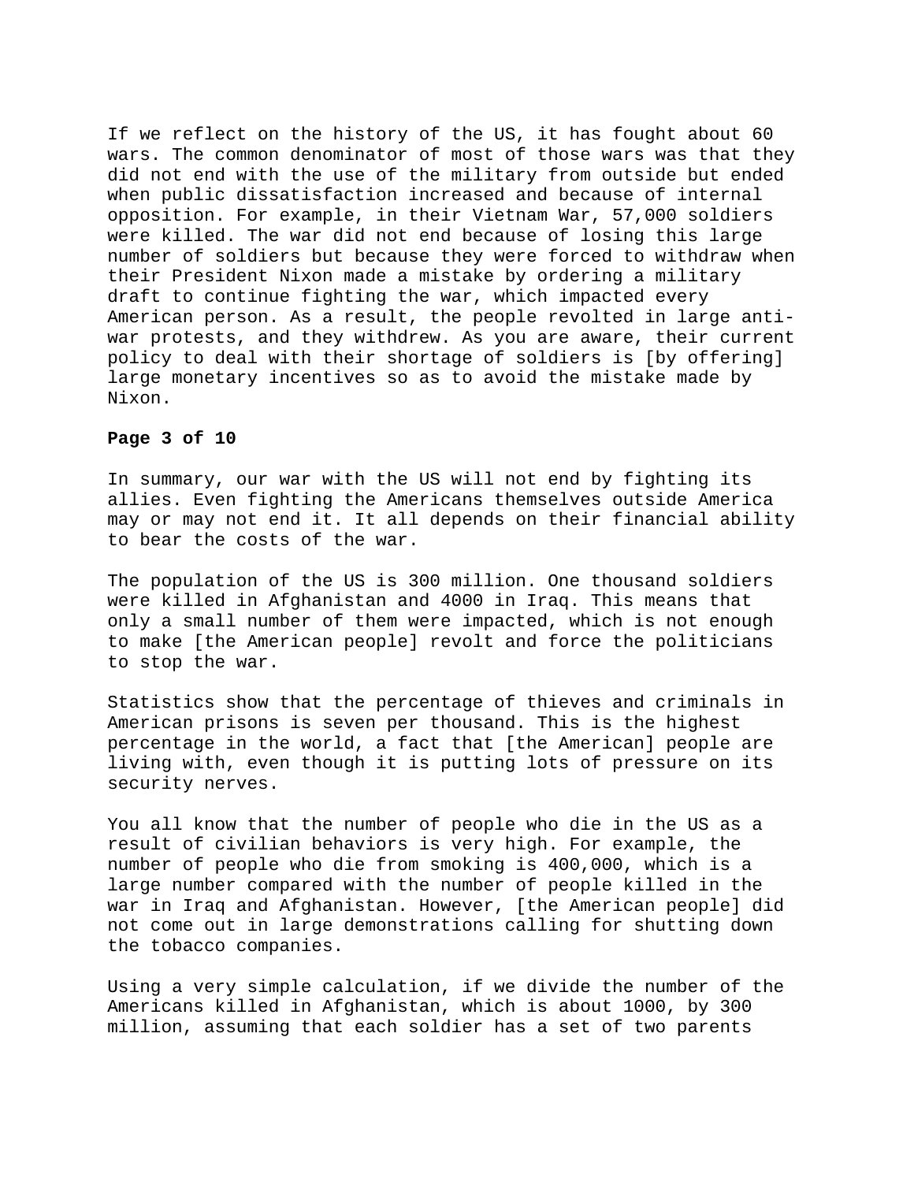If we reflect on the history of the US, it has fought about 60 wars. The common denominator of most of those wars was that they did not end with the use of the military from outside but ended when public dissatisfaction increased and because of internal opposition. For example, in their Vietnam War, 57,000 soldiers were killed. The war did not end because of losing this large number of soldiers but because they were forced to withdraw when their President Nixon made a mistake by ordering a military draft to continue fighting the war, which impacted every American person. As a result, the people revolted in large anti-war protests, and they withdrew. As you are aware, their current policy to deal with their shortage of soldiers is [by offering] large monetary incentives so as to avoid the mistake made by Nixon.

In summary, our war with the US will not end by fighting its allies. Even fighting the Americans themselves outside America may or may not end it. It all depends on their financial ability to bear the costs of the war.

The population of the US is 300 million. One thousand soldiers were killed in Afghanistan and 4000 in Iraq. This means that only a small number of them were impacted, which is not enough to make [the American people] revolt and force the politicians to stop the war.

Statistics show that the percentage of thieves and criminals in American prisons is seven per thousand. This is the highest percentage in the world, a fact that [the American] people are living with, even though it is putting lots of pressure on its security nerves.

You all know that the number of people who die in the US as a result of civilian behaviors is very high. For example, the number of people who die from smoking is 400,000, which is a large number compared with the number of people killed in the war in Iraq and Afghanistan. However, [the American people] did not come out in large demonstrations calling for shutting down the tobacco companies.

Using a very simple calculation, if we divide the number of the Americans killed in Afghanistan, which is about 1000, by 300 million, assuming that each soldier has a set of two parents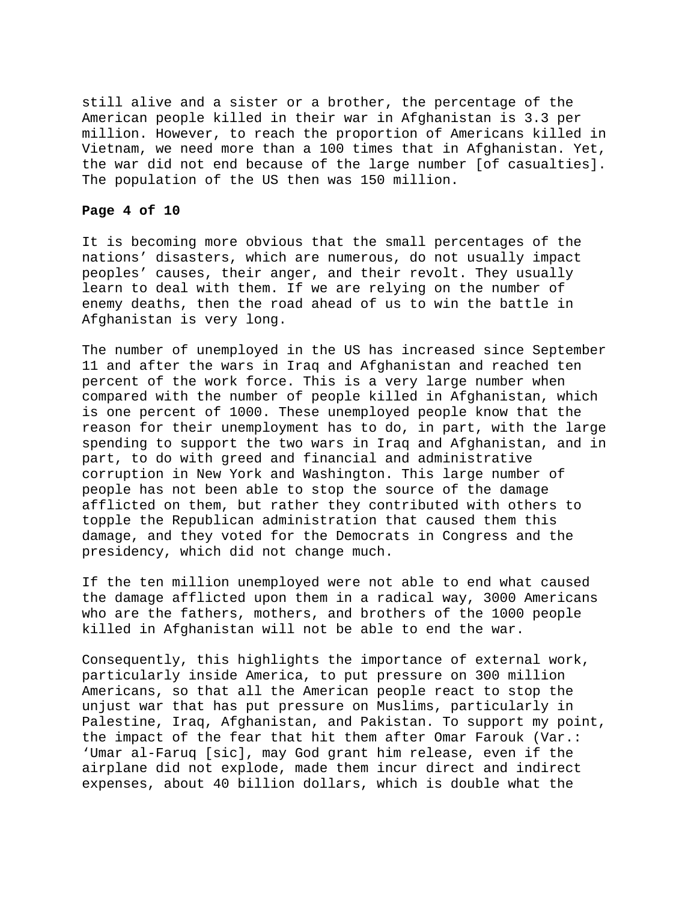still alive and a sister or a brother, the percentage of the American people killed in their war in Afghanistan is 3.3 per million. However, to reach the proportion of Americans killed in Vietnam, we need more than a 100 times that in Afghanistan. Yet, the war did not end because of the large number [of casualties]. The population of the US then was 150 million.

**Page 4 of 10**

It is becoming more obvious that the small percentages of the nations' disasters, which are numerous, do not usually impact peoples' causes, their anger, and their revolt. They usually learn to deal with them. If we are relying on the number of enemy deaths, then the road ahead of us to win the battle in Afghanistan is very long.

The number of unemployed in the US has increased since September 11 and after the wars in Iraq and Afghanistan and reached ten percent of the work force. This is a very large number when compared with the number of people killed in Afghanistan, which is one percent of 1000. These unemployed people know that the reason for their unemployment has to do, in part, with the large spending to support the two wars in Iraq and Afghanistan, and in part, to do with greed and financial and administrative corruption in New York and Washington. This large number of people has not been able to stop the source of the damage afflicted on them, but rather they contributed with others to topple the Republican administration that caused them this damage, and they voted for the Democrats in Congress and the presidency, which did not change much.

If the ten million unemployed were not able to end what caused the damage afflicted upon them in a radical way, 3000 Americans who are the fathers, mothers, and brothers of the 1000 people killed in Afghanistan will not be able to end the war.

Consequently, this highlights the importance of external work, particularly inside America, to put pressure on 300 million Americans, so that all the American people react to stop the unjust war that has put pressure on Muslims, particularly in Palestine, Iraq, Afghanistan, and Pakistan. To support my point, the impact of the fear that hit them after Omar Farouk (Var.: 'Umar al-Faruq [sic], may God grant him release, even if the airplane did not explode, made them incur direct and indirect expenses, about 40 billion dollars, which is double what the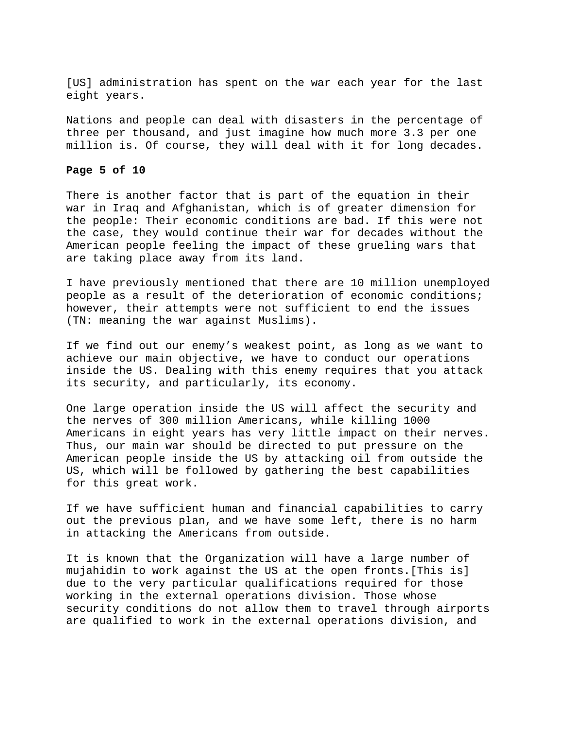[US] administration has spent on the war each year for the last eight years.

Nations and people can deal with disasters in the percentage of three per thousand, and just imagine how much more 3.3 per one million is. Of course, they will deal with it for long decades.

There is another factor that is part of the equation in their war in Iraq and Afghanistan, which is of greater dimension for the people: Their economic conditions are bad. If this were not the case, they would continue their war for decades without the American people feeling the impact of these grueling wars that are taking place away from its land.

I have previously mentioned that there are 10 million unemployed people as a result of the deterioration of economic conditions; however, their attempts were not sufficient to end the issues (TN: meaning the war against Muslims).

If we find out our enemy's weakest point, as long as we want to achieve our main objective, we have to conduct our operations inside the US. Dealing with this enemy requires that you attack its security, and particularly, its economy.

One large operation inside the US will affect the security and the nerves of 300 million Americans, while killing 1000 Americans in eight years has very little impact on their nerves. Thus, our main war should be directed to put pressure on the American people inside the US by attacking oil from outside the US, which will be followed by gathering the best capabilities for this great work.

If we have sufficient human and financial capabilities to carry out the previous plan, and we have some left, there is no harm in attacking the Americans from outside.

It is known that the Organization will have a large number of mujahidin to work against the US at the open fronts.[This is] due to the very particular qualifications required for those working in the external operations division. Those whose security conditions do not allow them to travel through airports are qualified to work in the external operations division, and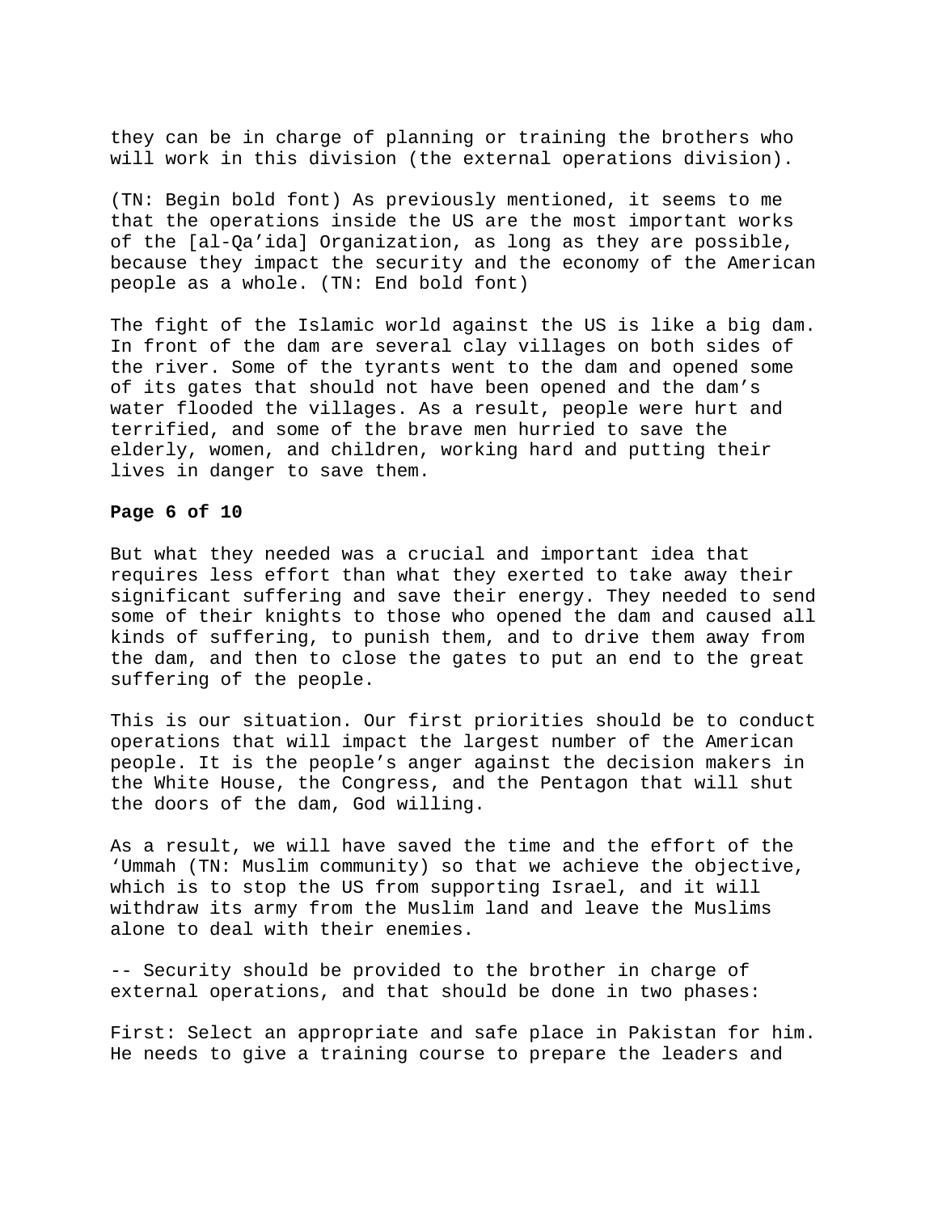they can be in charge of planning or training the brothers who will work in this division (the external operations division).

(TN: Begin bold font) As previously mentioned, it seems to me that the operations inside the US are the most important works of the [al-Qa'ida] Organization, as long as they are possible, because they impact the security and the economy of the American people as a whole. (TN: End bold font)

The fight of the Islamic world against the US is like a big dam. In front of the dam are several clay villages on both sides of the river. Some of the tyrants went to the dam and opened some of its gates that should not have been opened and the dam's water flooded the villages. As a result, people were hurt and terrified, and some of the brave men hurried to save the elderly, women, and children, working hard and putting their lives in danger to save them.

But what they needed was a crucial and important idea that requires less effort than what they exerted to take away their significant suffering and save their energy. They needed to send some of their knights to those who opened the dam and caused all kinds of suffering, to punish them, and to drive them away from the dam, and then to close the gates to put an end to the great suffering of the people.

This is our situation. Our first priorities should be to conduct operations that will impact the largest number of the American people. It is the people's anger against the decision makers in the White House, the Congress, and the Pentagon that will shut the doors of the dam, God willing.

As a result, we will have saved the time and the effort of the 'Ummah (TN: Muslim community) so that we achieve the objective, which is to stop the US from supporting Israel, and it will withdraw its army from the Muslim land and leave the Muslims alone to deal with their enemies.

-- Security should be provided to the brother in charge of external operations, and that should be done in two phases:

First: Select an appropriate and safe place in Pakistan for him. He needs to give a training course to prepare the leaders and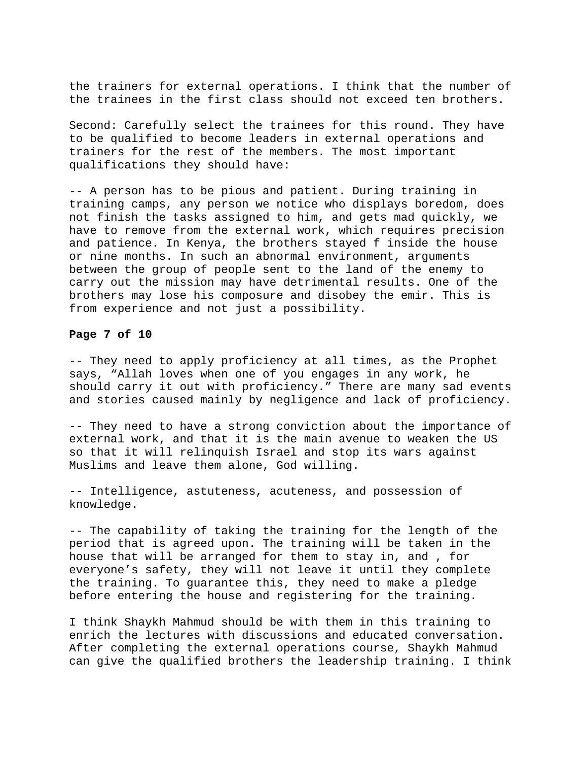the trainers for external operations. I think that the number of the trainees in the first class should not exceed ten brothers.

Second: Carefully select the trainees for this round. They have to be qualified to become leaders in external operations and trainers for the rest of the members. The most important qualifications they should have:

-- A person has to be pious and patient. During training in training camps, any person we notice who displays boredom, does not finish the tasks assigned to him, and gets mad quickly, we have to remove from the external work, which requires precision and patience. In Kenya, the brothers stayed f inside the house or nine months. In such an abnormal environment, arguments between the group of people sent to the land of the enemy to carry out the mission may have detrimental results. One of the brothers may lose his composure and disobey the emir. This is from experience and not just a possibility.

-- They need to apply proficiency at all times, as the Prophet says, "Allah loves when one of you engages in any work, he should carry it out with proficiency." There are many sad events and stories caused mainly by negligence and lack of proficiency.

-- They need to have a strong conviction about the importance of external work, and that it is the main avenue to weaken the US so that it will relinquish Israel and stop its wars against Muslims and leave them alone, God willing.

-- Intelligence, astuteness, acuteness, and possession of knowledge.

-- The capability of taking the training for the length of the period that is agreed upon. The training will be taken in the house that will be arranged for them to stay in, and , for everyone's safety, they will not leave it until they complete the training. To guarantee this, they need to make a pledge before entering the house and registering for the training.

I think Shaykh Mahmud should be with them in this training to enrich the lectures with discussions and educated conversation. After completing the external operations course, Shaykh Mahmud can give the qualified brothers the leadership training. I think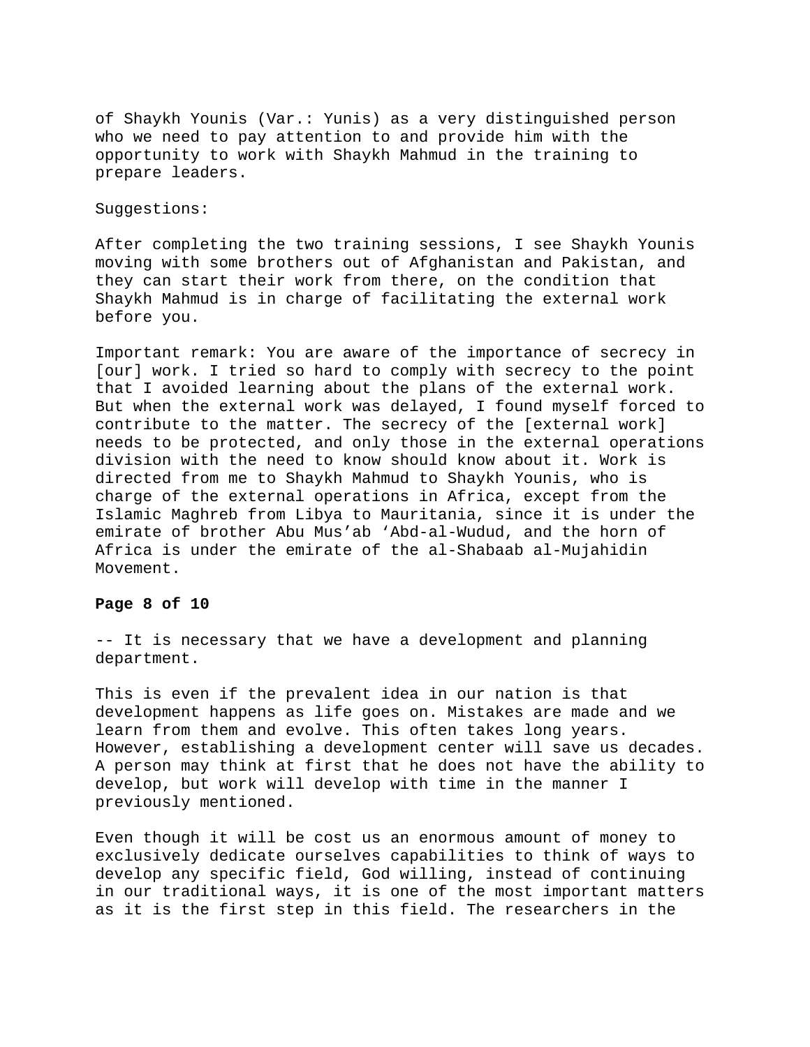of Shaykh Younis (Var.: Yunis) as a very distinguished person who we need to pay attention to and provide him with the opportunity to work with Shaykh Mahmud in the training to prepare leaders.

Suggestions:

After completing the two training sessions, I see Shaykh Younis moving with some brothers out of Afghanistan and Pakistan, and they can start their work from there, on the condition that Shaykh Mahmud is in charge of facilitating the external work before you.

Important remark: You are aware of the importance of secrecy in [our] work. I tried so hard to comply with secrecy to the point that I avoided learning about the plans of the external work. But when the external work was delayed, I found myself forced to contribute to the matter. The secrecy of the [external work] needs to be protected, and only those in the external operations division with the need to know should know about it. Work is directed from me to Shaykh Mahmud to Shaykh Younis, who is charge of the external operations in Africa, except from the Islamic Maghreb from Libya to Mauritania, since it is under the emirate of brother Abu Mus'ab 'Abd-al-Wudud, and the horn of Africa is under the emirate of the al-Shabaab al-Mujahidin Movement.

-- It is necessary that we have a development and planning department.

This is even if the prevalent idea in our nation is that development happens as life goes on. Mistakes are made and we learn from them and evolve. This often takes long years. However, establishing a development center will save us decades. A person may think at first that he does not have the ability to develop, but work will develop with time in the manner I previously mentioned.

Even though it will be cost us an enormous amount of money to exclusively dedicate ourselves capabilities to think of ways to develop any specific field, God willing, instead of continuing in our traditional ways, it is one of the most important matters as it is the first step in this field. The researchers in the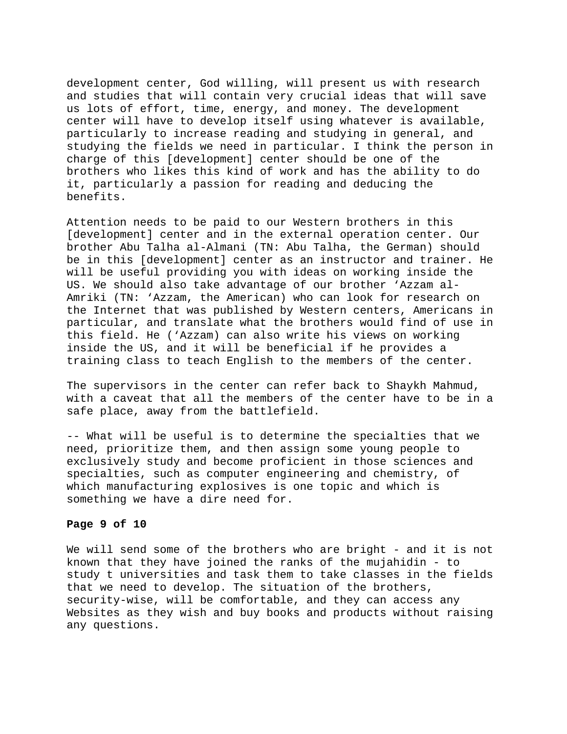development center, God willing, will present us with research and studies that will contain very crucial ideas that will save us lots of effort, time, energy, and money. The development center will have to develop itself using whatever is available, particularly to increase reading and studying in general, and studying the fields we need in particular. I think the person in charge of this [development] center should be one of the brothers who likes this kind of work and has the ability to do it, particularly a passion for reading and deducing the benefits.

Attention needs to be paid to our Western brothers in this [development] center and in the external operation center. Our brother Abu Talha al-Almani (TN: Abu Talha, the German) should be in this [development] center as an instructor and trainer. He will be useful providing you with ideas on working inside the US. We should also take advantage of our brother 'Azzam al-Amriki (TN: 'Azzam, the American) who can look for research on the Internet that was published by Western centers, Americans in particular, and translate what the brothers would find of use in this field. He ('Azzam) can also write his views on working inside the US, and it will be beneficial if he provides a training class to teach English to the members of the center.

The supervisors in the center can refer back to Shaykh Mahmud, with a caveat that all the members of the center have to be in a safe place, away from the battlefield.

-- What will be useful is to determine the specialties that we need, prioritize them, and then assign some young people to exclusively study and become proficient in those sciences and specialties, such as computer engineering and chemistry, of which manufacturing explosives is one topic and which is something we have a dire need for.

We will send some of the brothers who are bright - and it is not known that they have joined the ranks of the mujahidin - to study t universities and task them to take classes in the fields that we need to develop. The situation of the brothers, security-wise, will be comfortable, and they can access any Websites as they wish and buy books and products without raising any questions.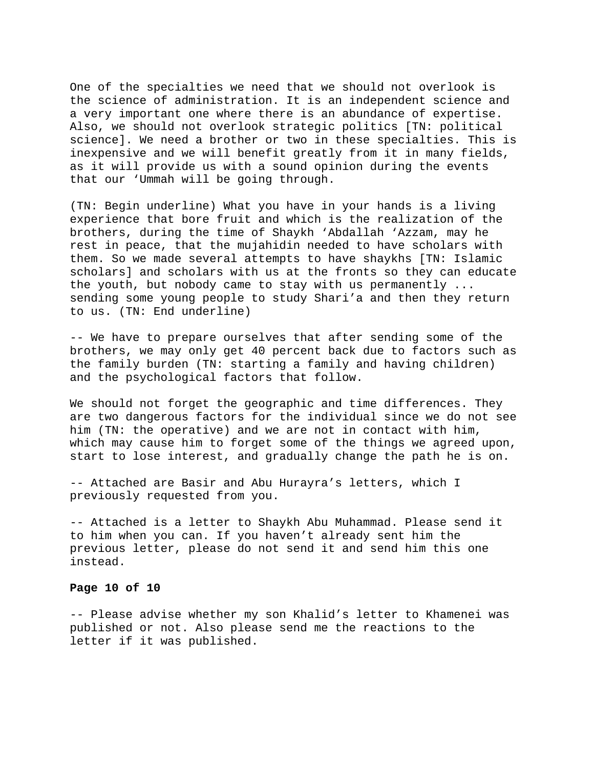One of the specialties we need that we should not overlook is the science of administration. It is an independent science and a very important one where there is an abundance of expertise. Also, we should not overlook strategic politics [TN: political science]. We need a brother or two in these specialties. This is inexpensive and we will benefit greatly from it in many fields, as it will provide us with a sound opinion during the events that our 'Ummah will be going through.

(TN: Begin underline) What you have in your hands is a living experience that bore fruit and which is the realization of the brothers, during the time of Shaykh 'Abdallah 'Azzam, may he rest in peace, that the mujahidin needed to have scholars with them. So we made several attempts to have shaykhs [TN: Islamic scholars] and scholars with us at the fronts so they can educate the youth, but nobody came to stay with us permanently ... sending some young people to study Shari'a and then they return to us. (TN: End underline)

-- We have to prepare ourselves that after sending some of the brothers, we may only get 40 percent back due to factors such as the family burden (TN: starting a family and having children) and the psychological factors that follow.

We should not forget the geographic and time differences. They are two dangerous factors for the individual since we do not see him (TN: the operative) and we are not in contact with him, which may cause him to forget some of the things we agreed upon, start to lose interest, and gradually change the path he is on.

-- Attached are Basir and Abu Hurayra's letters, which I previously requested from you.

-- Attached is a letter to Shaykh Abu Muhammad. Please send it to him when you can. If you haven't already sent him the previous letter, please do not send it and send him this one instead.

-- Please advise whether my son Khalid's letter to Khamenei was published or not. Also please send me the reactions to the letter if it was published.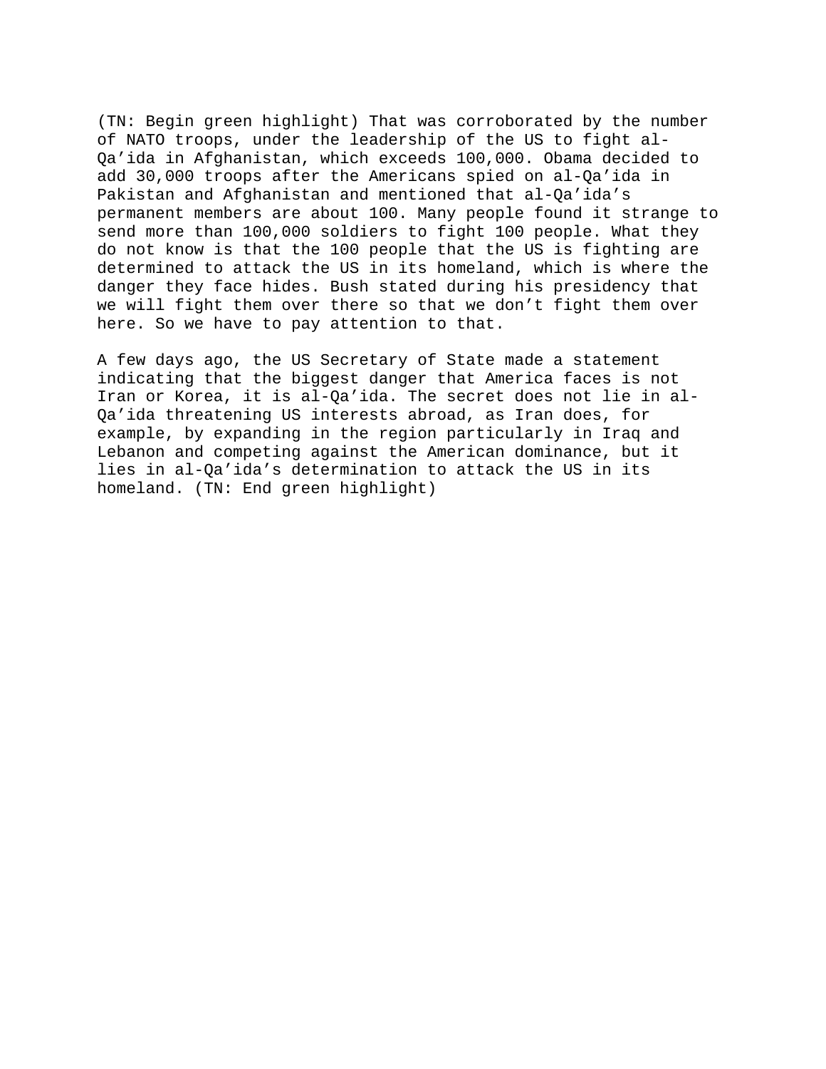(TN: Begin green highlight) That was corroborated by the number of NATO troops, under the leadership of the US to fight al-Qa'ida in Afghanistan, which exceeds 100,000. Obama decided to add 30,000 troops after the Americans spied on al-Qa'ida in Pakistan and Afghanistan and mentioned that al-Qa'ida's permanent members are about 100. Many people found it strange to send more than 100,000 soldiers to fight 100 people. What they do not know is that the 100 people that the US is fighting are determined to attack the US in its homeland, which is where the danger they face hides. Bush stated during his presidency that we will fight them over there so that we don't fight them over here. So we have to pay attention to that.

A few days ago, the US Secretary of State made a statement indicating that the biggest danger that America faces is not Iran or Korea, it is al-Qa'ida. The secret does not lie in al-Qa'ida threatening US interests abroad, as Iran does, for example, by expanding in the region particularly in Iraq and Lebanon and competing against the American dominance, but it lies in al-Qa'ida's determination to attack the US in its homeland. (TN: End green highlight)